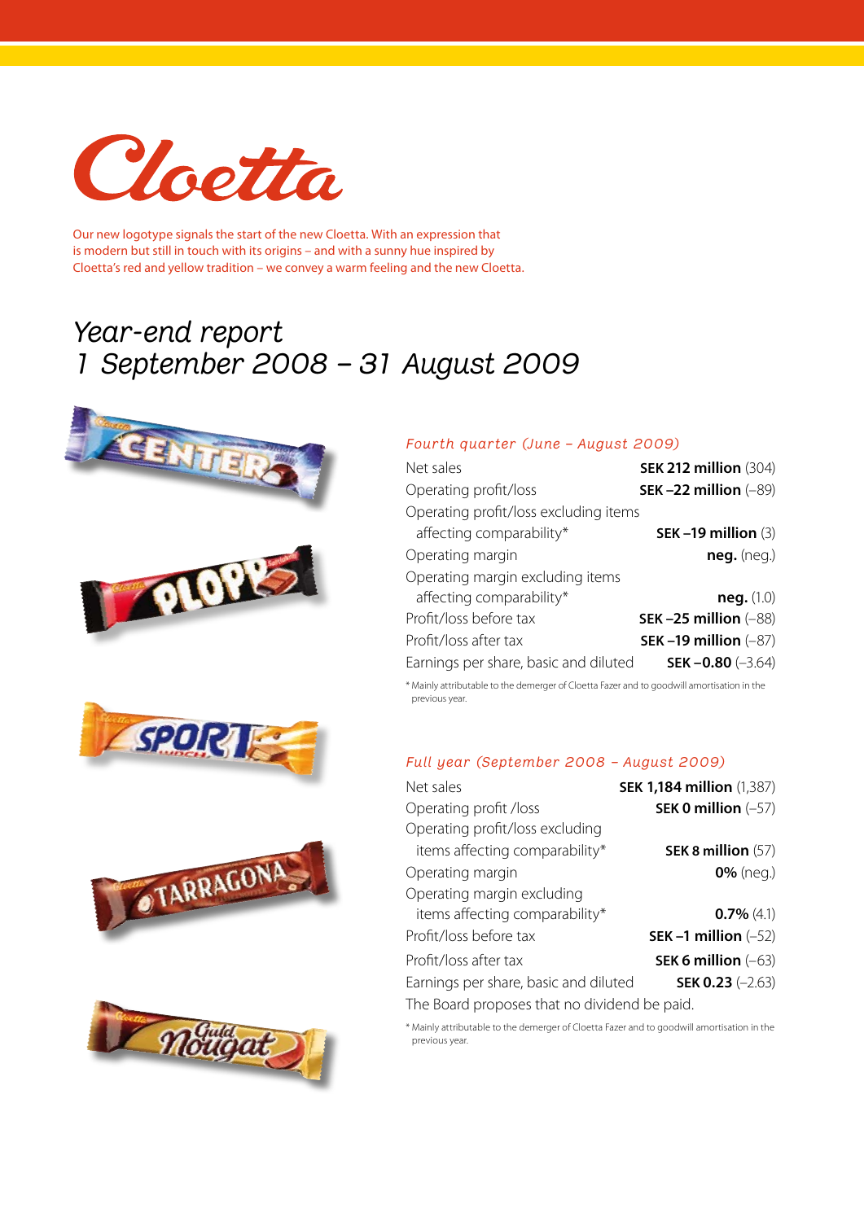# Cloetta

Our new logotype signals the start of the new Cloetta. With an expression that is modern but still in touch with its origins – and with a sunny hue inspired by Cloetta's red and yellow tradition – we convey a warm feeling and the new Cloetta.

## *Year-end report*
## *1 September 2008 – 31 August 2009*

### *Fourth quarter (June – August 2009)*

| | |
|---|---|
| Net sales | **SEK 212 million** (304) |
| Operating profit/loss | **SEK –22 million** (–89) |
| Operating profit/loss excluding items affecting comparability* | **SEK –19 million** (3) |
| Operating margin | **neg.** (neg.) |
| Operating margin excluding items affecting comparability* | **neg.** (1.0) |
| Profit/loss before tax | **SEK –25 million** (–88) |
| Profit/loss after tax | **SEK –19 million** (–87) |
| Earnings per share, basic and diluted | **SEK –0.80** (–3.64) |

\* Mainly attributable to the demerger of Cloetta Fazer and to goodwill amortisation in the previous year.

### *Full year (September 2008 – August 2009)*

| | |
|---|---|
| Net sales | **SEK 1,184 million** (1,387) |
| Operating profit /loss | **SEK 0 million** (–57) |
| Operating profit/loss excluding items affecting comparability* | **SEK 8 million** (57) |
| Operating margin | **0%** (neg.) |
| Operating margin excluding items affecting comparability* | **0.7%** (4.1) |
| Profit/loss before tax | **SEK –1 million** (–52) |
| Profit/loss after tax | **SEK 6 million** (–63) |
| Earnings per share, basic and diluted | **SEK 0.23** (–2.63) |

The Board proposes that no dividend be paid.

\* Mainly attributable to the demerger of Cloetta Fazer and to goodwill amortisation in the previous year.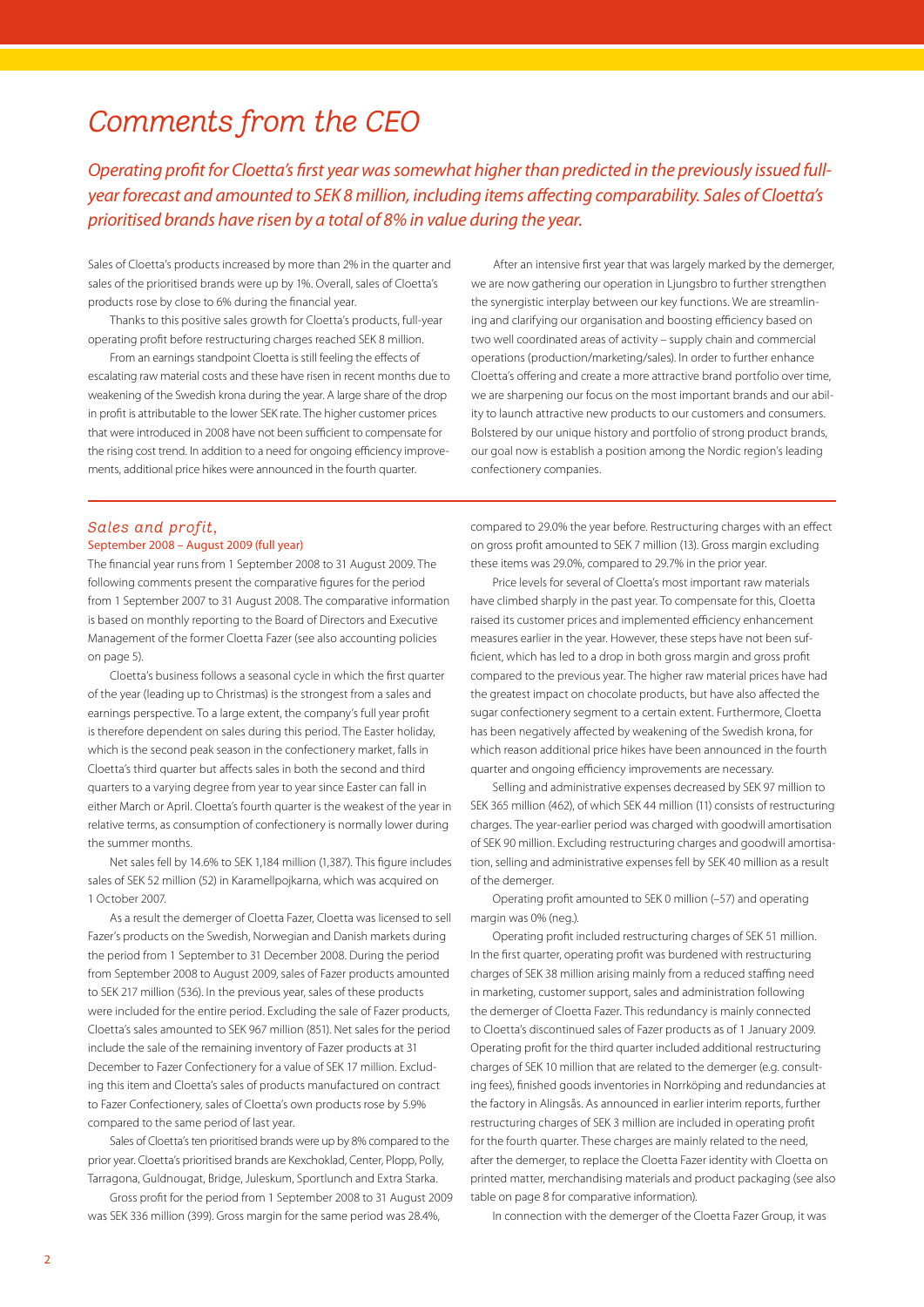# Comments from the CEO

*Operating profit for Cloetta's first year was somewhat higher than predicted in the previously issued full-year forecast and amounted to SEK 8 million, including items affecting comparability. Sales of Cloetta's prioritised brands have risen by a total of 8% in value during the year.*

Sales of Cloetta's products increased by more than 2% in the quarter and sales of the prioritised brands were up by 1%. Overall, sales of Cloetta's products rose by close to 6% during the financial year.

Thanks to this positive sales growth for Cloetta's products, full-year operating profit before restructuring charges reached SEK 8 million.

From an earnings standpoint Cloetta is still feeling the effects of escalating raw material costs and these have risen in recent months due to weakening of the Swedish krona during the year. A large share of the drop in profit is attributable to the lower SEK rate. The higher customer prices that were introduced in 2008 have not been sufficient to compensate for the rising cost trend. In addition to a need for ongoing efficiency improvements, additional price hikes were announced in the fourth quarter.

After an intensive first year that was largely marked by the demerger, we are now gathering our operation in Ljungsbro to further strengthen the synergistic interplay between our key functions. We are streamlining and clarifying our organisation and boosting efficiency based on two well coordinated areas of activity – supply chain and commercial operations (production/marketing/sales). In order to further enhance Cloetta's offering and create a more attractive brand portfolio over time, we are sharpening our focus on the most important brands and our ability to launch attractive new products to our customers and consumers. Bolstered by our unique history and portfolio of strong product brands, our goal now is establish a position among the Nordic region's leading confectionery companies.

## Sales and profit,

### September 2008 – August 2009 (full year)

The financial year runs from 1 September 2008 to 31 August 2009. The following comments present the comparative figures for the period from 1 September 2007 to 31 August 2008. The comparative information is based on monthly reporting to the Board of Directors and Executive Management of the former Cloetta Fazer (see also accounting policies on page 5).

Cloetta's business follows a seasonal cycle in which the first quarter of the year (leading up to Christmas) is the strongest from a sales and earnings perspective. To a large extent, the company's full year profit is therefore dependent on sales during this period. The Easter holiday, which is the second peak season in the confectionery market, falls in Cloetta's third quarter but affects sales in both the second and third quarters to a varying degree from year to year since Easter can fall in either March or April. Cloetta's fourth quarter is the weakest of the year in relative terms, as consumption of confectionery is normally lower during the summer months.

Net sales fell by 14.6% to SEK 1,184 million (1,387). This figure includes sales of SEK 52 million (52) in Karamellpojkarna, which was acquired on 1 October 2007.

As a result the demerger of Cloetta Fazer, Cloetta was licensed to sell Fazer's products on the Swedish, Norwegian and Danish markets during the period from 1 September to 31 December 2008. During the period from September 2008 to August 2009, sales of Fazer products amounted to SEK 217 million (536). In the previous year, sales of these products were included for the entire period. Excluding the sale of Fazer products, Cloetta's sales amounted to SEK 967 million (851). Net sales for the period include the sale of the remaining inventory of Fazer products at 31 December to Fazer Confectionery for a value of SEK 17 million. Excluding this item and Cloetta's sales of products manufactured on contract to Fazer Confectionery, sales of Cloetta's own products rose by 5.9% compared to the same period of last year.

Sales of Cloetta's ten prioritised brands were up by 8% compared to the prior year. Cloetta's prioritised brands are Kexchoklad, Center, Plopp, Polly, Tarragona, Guldnougat, Bridge, Juleskum, Sportlunch and Extra Starka.

Gross profit for the period from 1 September 2008 to 31 August 2009 was SEK 336 million (399). Gross margin for the same period was 28.4%, compared to 29.0% the year before. Restructuring charges with an effect on gross profit amounted to SEK 7 million (13). Gross margin excluding these items was 29.0%, compared to 29.7% in the prior year.

Price levels for several of Cloetta's most important raw materials have climbed sharply in the past year. To compensate for this, Cloetta raised its customer prices and implemented efficiency enhancement measures earlier in the year. However, these steps have not been sufficient, which has led to a drop in both gross margin and gross profit compared to the previous year. The higher raw material prices have had the greatest impact on chocolate products, but have also affected the sugar confectionery segment to a certain extent. Furthermore, Cloetta has been negatively affected by weakening of the Swedish krona, for which reason additional price hikes have been announced in the fourth quarter and ongoing efficiency improvements are necessary.

Selling and administrative expenses decreased by SEK 97 million to SEK 365 million (462), of which SEK 44 million (11) consists of restructuring charges. The year-earlier period was charged with goodwill amortisation of SEK 90 million. Excluding restructuring charges and goodwill amortisation, selling and administrative expenses fell by SEK 40 million as a result of the demerger.

Operating profit amounted to SEK 0 million (–57) and operating margin was 0% (neg.).

Operating profit included restructuring charges of SEK 51 million. In the first quarter, operating profit was burdened with restructuring charges of SEK 38 million arising mainly from a reduced staffing need in marketing, customer support, sales and administration following the demerger of Cloetta Fazer. This redundancy is mainly connected to Cloetta's discontinued sales of Fazer products as of 1 January 2009. Operating profit for the third quarter included additional restructuring charges of SEK 10 million that are related to the demerger (e.g. consulting fees), finished goods inventories in Norrköping and redundancies at the factory in Alingsås. As announced in earlier interim reports, further restructuring charges of SEK 3 million are included in operating profit for the fourth quarter. These charges are mainly related to the need, after the demerger, to replace the Cloetta Fazer identity with Cloetta on printed matter, merchandising materials and product packaging (see also table on page 8 for comparative information).

In connection with the demerger of the Cloetta Fazer Group, it was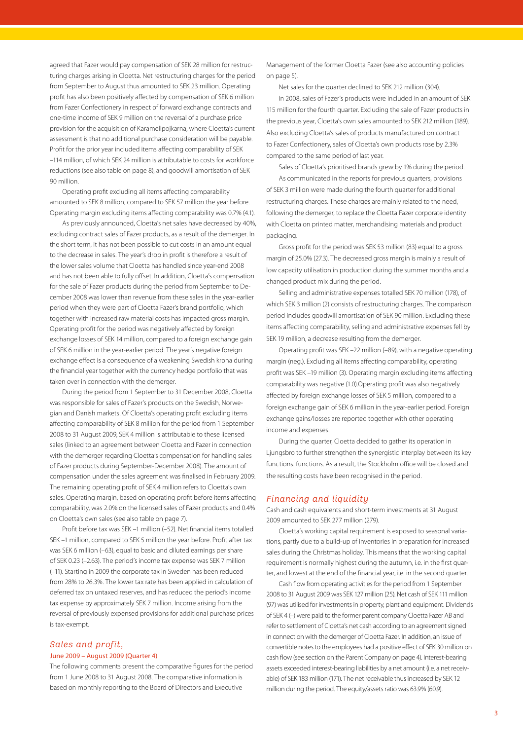agreed that Fazer would pay compensation of SEK 28 million for restructuring charges arising in Cloetta. Net restructuring charges for the period from September to August thus amounted to SEK 23 million. Operating profit has also been positively affected by compensation of SEK 6 million from Fazer Confectionery in respect of forward exchange contracts and one-time income of SEK 9 million on the reversal of a purchase price provision for the acquisition of Karamellpojkarna, where Cloetta's current assessment is that no additional purchase consideration will be payable. Profit for the prior year included items affecting comparability of SEK –114 million, of which SEK 24 million is attributable to costs for workforce reductions (see also table on page 8), and goodwill amortisation of SEK 90 million.

Operating profit excluding all items affecting comparability amounted to SEK 8 million, compared to SEK 57 million the year before. Operating margin excluding items affecting comparability was 0.7% (4.1).

As previously announced, Cloetta's net sales have decreased by 40%, excluding contract sales of Fazer products, as a result of the demerger. In the short term, it has not been possible to cut costs in an amount equal to the decrease in sales. The year's drop in profit is therefore a result of the lower sales volume that Cloetta has handled since year-end 2008 and has not been able to fully offset. In addition, Cloetta's compensation for the sale of Fazer products during the period from September to December 2008 was lower than revenue from these sales in the year-earlier period when they were part of Cloetta Fazer's brand portfolio, which together with increased raw material costs has impacted gross margin. Operating profit for the period was negatively affected by foreign exchange losses of SEK 14 million, compared to a foreign exchange gain of SEK 6 million in the year-earlier period. The year's negative foreign exchange effect is a consequence of a weakening Swedish krona during the financial year together with the currency hedge portfolio that was taken over in connection with the demerger.

During the period from 1 September to 31 December 2008, Cloetta was responsible for sales of Fazer's products on the Swedish, Norwegian and Danish markets. Of Cloetta's operating profit excluding items affecting comparability of SEK 8 million for the period from 1 September 2008 to 31 August 2009, SEK 4 million is attributable to these licensed sales (linked to an agreement between Cloetta and Fazer in connection with the demerger regarding Cloetta's compensation for handling sales of Fazer products during September-December 2008). The amount of compensation under the sales agreement was finalised in February 2009. The remaining operating profit of SEK 4 million refers to Cloetta's own sales. Operating margin, based on operating profit before items affecting comparability, was 2.0% on the licensed sales of Fazer products and 0.4% on Cloetta's own sales (see also table on page 7).

Profit before tax was SEK –1 million (–52). Net financial items totalled SEK –1 million, compared to SEK 5 million the year before. Profit after tax was SEK 6 million (–63), equal to basic and diluted earnings per share of SEK 0.23 (–2.63). The period's income tax expense was SEK 7 million (–11). Starting in 2009 the corporate tax in Sweden has been reduced from 28% to 26.3%. The lower tax rate has been applied in calculation of deferred tax on untaxed reserves, and has reduced the period's income tax expense by approximately SEK 7 million. Income arising from the reversal of previously expensed provisions for additional purchase prices is tax-exempt.

## *Sales and profit,*

### June 2009 – August 2009 (Quarter 4)

The following comments present the comparative figures for the period from 1 June 2008 to 31 August 2008. The comparative information is based on monthly reporting to the Board of Directors and Executive Management of the former Cloetta Fazer (see also accounting policies on page 5).

Net sales for the quarter declined to SEK 212 million (304).

In 2008, sales of Fazer's products were included in an amount of SEK 115 million for the fourth quarter. Excluding the sale of Fazer products in the previous year, Cloetta's own sales amounted to SEK 212 million (189). Also excluding Cloetta's sales of products manufactured on contract to Fazer Confectionery, sales of Cloetta's own products rose by 2.3% compared to the same period of last year.

Sales of Cloetta's prioritised brands grew by 1% during the period.

As communicated in the reports for previous quarters, provisions of SEK 3 million were made during the fourth quarter for additional restructuring charges. These charges are mainly related to the need, following the demerger, to replace the Cloetta Fazer corporate identity with Cloetta on printed matter, merchandising materials and product packaging.

Gross profit for the period was SEK 53 million (83) equal to a gross margin of 25.0% (27.3). The decreased gross margin is mainly a result of low capacity utilisation in production during the summer months and a changed product mix during the period.

Selling and administrative expenses totalled SEK 70 million (178), of which SEK 3 million (2) consists of restructuring charges. The comparison period includes goodwill amortisation of SEK 90 million. Excluding these items affecting comparability, selling and administrative expenses fell by SEK 19 million, a decrease resulting from the demerger.

Operating profit was SEK –22 million (–89), with a negative operating margin (neg.). Excluding all items affecting comparability, operating profit was SEK –19 million (3). Operating margin excluding items affecting comparability was negative (1.0).Operating profit was also negatively affected by foreign exchange losses of SEK 5 million, compared to a foreign exchange gain of SEK 6 million in the year-earlier period. Foreign exchange gains/losses are reported together with other operating income and expenses.

During the quarter, Cloetta decided to gather its operation in Ljungsbro to further strengthen the synergistic interplay between its key functions. functions. As a result, the Stockholm office will be closed and the resulting costs have been recognised in the period.

## *Financing and liquidity*

Cash and cash equivalents and short-term investments at 31 August 2009 amounted to SEK 277 million (279).

Cloetta's working capital requirement is exposed to seasonal variations, partly due to a build-up of inventories in preparation for increased sales during the Christmas holiday. This means that the working capital requirement is normally highest during the autumn, i.e. in the first quarter, and lowest at the end of the financial year, i.e. in the second quarter.

Cash flow from operating activities for the period from 1 September 2008 to 31 August 2009 was SEK 127 million (25). Net cash of SEK 111 million (97) was utilised for investments in property, plant and equipment. Dividends of SEK 4 (–) were paid to the former parent company Cloetta Fazer AB and refer to settlement of Cloetta's net cash according to an agreement signed in connection with the demerger of Cloetta Fazer. In addition, an issue of convertible notes to the employees had a positive effect of SEK 30 million on cash flow (see section on the Parent Company on page 4). Interest-bearing assets exceeded interest-bearing liabilities by a net amount (i.e. a net receivable) of SEK 183 million (171). The net receivable thus increased by SEK 12 million during the period. The equity/assets ratio was 63.9% (60.9).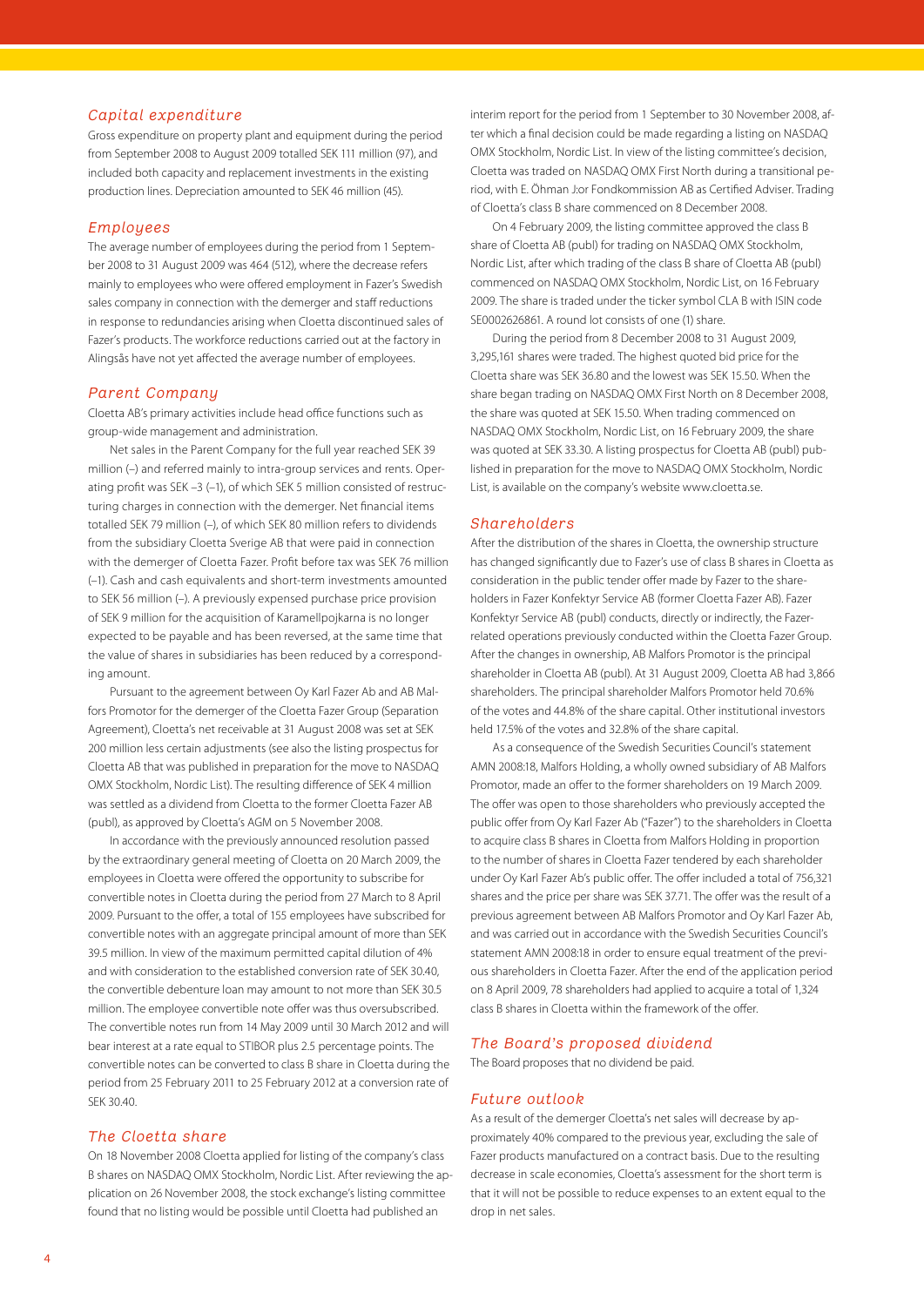## Capital expenditure

Gross expenditure on property plant and equipment during the period from September 2008 to August 2009 totalled SEK 111 million (97), and included both capacity and replacement investments in the existing production lines. Depreciation amounted to SEK 46 million (45).

## Employees

The average number of employees during the period from 1 September 2008 to 31 August 2009 was 464 (512), where the decrease refers mainly to employees who were offered employment in Fazer's Swedish sales company in connection with the demerger and staff reductions in response to redundancies arising when Cloetta discontinued sales of Fazer's products. The workforce reductions carried out at the factory in Alingsås have not yet affected the average number of employees.

## Parent Company

Cloetta AB's primary activities include head office functions such as group-wide management and administration.

Net sales in the Parent Company for the full year reached SEK 39 million (–) and referred mainly to intra-group services and rents. Operating profit was SEK –3 (–1), of which SEK 5 million consisted of restructuring charges in connection with the demerger. Net financial items totalled SEK 79 million (–), of which SEK 80 million refers to dividends from the subsidiary Cloetta Sverige AB that were paid in connection with the demerger of Cloetta Fazer. Profit before tax was SEK 76 million (–1). Cash and cash equivalents and short-term investments amounted to SEK 56 million (–). A previously expensed purchase price provision of SEK 9 million for the acquisition of Karamellpojkarna is no longer expected to be payable and has been reversed, at the same time that the value of shares in subsidiaries has been reduced by a corresponding amount.

Pursuant to the agreement between Oy Karl Fazer Ab and AB Malfors Promotor for the demerger of the Cloetta Fazer Group (Separation Agreement), Cloetta's net receivable at 31 August 2008 was set at SEK 200 million less certain adjustments (see also the listing prospectus for Cloetta AB that was published in preparation for the move to NASDAQ OMX Stockholm, Nordic List). The resulting difference of SEK 4 million was settled as a dividend from Cloetta to the former Cloetta Fazer AB (publ), as approved by Cloetta's AGM on 5 November 2008.

In accordance with the previously announced resolution passed by the extraordinary general meeting of Cloetta on 20 March 2009, the employees in Cloetta were offered the opportunity to subscribe for convertible notes in Cloetta during the period from 27 March to 8 April 2009. Pursuant to the offer, a total of 155 employees have subscribed for convertible notes with an aggregate principal amount of more than SEK 39.5 million. In view of the maximum permitted capital dilution of 4% and with consideration to the established conversion rate of SEK 30.40, the convertible debenture loan may amount to not more than SEK 30.5 million. The employee convertible note offer was thus oversubscribed. The convertible notes run from 14 May 2009 until 30 March 2012 and will bear interest at a rate equal to STIBOR plus 2.5 percentage points. The convertible notes can be converted to class B share in Cloetta during the period from 25 February 2011 to 25 February 2012 at a conversion rate of SEK 30.40.

## The Cloetta share

On 18 November 2008 Cloetta applied for listing of the company's class B shares on NASDAQ OMX Stockholm, Nordic List. After reviewing the application on 26 November 2008, the stock exchange's listing committee found that no listing would be possible until Cloetta had published an interim report for the period from 1 September to 30 November 2008, after which a final decision could be made regarding a listing on NASDAQ OMX Stockholm, Nordic List. In view of the listing committee's decision, Cloetta was traded on NASDAQ OMX First North during a transitional period, with E. Öhman J:or Fondkommission AB as Certified Adviser. Trading of Cloetta's class B share commenced on 8 December 2008.

On 4 February 2009, the listing committee approved the class B share of Cloetta AB (publ) for trading on NASDAQ OMX Stockholm, Nordic List, after which trading of the class B share of Cloetta AB (publ) commenced on NASDAQ OMX Stockholm, Nordic List, on 16 February 2009. The share is traded under the ticker symbol CLA B with ISIN code SE0002626861. A round lot consists of one (1) share.

During the period from 8 December 2008 to 31 August 2009, 3,295,161 shares were traded. The highest quoted bid price for the Cloetta share was SEK 36.80 and the lowest was SEK 15.50. When the share began trading on NASDAQ OMX First North on 8 December 2008, the share was quoted at SEK 15.50. When trading commenced on NASDAQ OMX Stockholm, Nordic List, on 16 February 2009, the share was quoted at SEK 33.30. A listing prospectus for Cloetta AB (publ) published in preparation for the move to NASDAQ OMX Stockholm, Nordic List, is available on the company's website www.cloetta.se.

## Shareholders

After the distribution of the shares in Cloetta, the ownership structure has changed significantly due to Fazer's use of class B shares in Cloetta as consideration in the public tender offer made by Fazer to the shareholders in Fazer Konfektyr Service AB (former Cloetta Fazer AB). Fazer Konfektyr Service AB (publ) conducts, directly or indirectly, the Fazer-related operations previously conducted within the Cloetta Fazer Group. After the changes in ownership, AB Malfors Promotor is the principal shareholder in Cloetta AB (publ). At 31 August 2009, Cloetta AB had 3,866 shareholders. The principal shareholder Malfors Promotor held 70.6% of the votes and 44.8% of the share capital. Other institutional investors held 17.5% of the votes and 32.8% of the share capital.

As a consequence of the Swedish Securities Council's statement AMN 2008:18, Malfors Holding, a wholly owned subsidiary of AB Malfors Promotor, made an offer to the former shareholders on 19 March 2009. The offer was open to those shareholders who previously accepted the public offer from Oy Karl Fazer Ab ("Fazer") to the shareholders in Cloetta to acquire class B shares in Cloetta from Malfors Holding in proportion to the number of shares in Cloetta Fazer tendered by each shareholder under Oy Karl Fazer Ab's public offer. The offer included a total of 756,321 shares and the price per share was SEK 37.71. The offer was the result of a previous agreement between AB Malfors Promotor and Oy Karl Fazer Ab, and was carried out in accordance with the Swedish Securities Council's statement AMN 2008:18 in order to ensure equal treatment of the previous shareholders in Cloetta Fazer. After the end of the application period on 8 April 2009, 78 shareholders had applied to acquire a total of 1,324 class B shares in Cloetta within the framework of the offer.

## The Board's proposed dividend

The Board proposes that no dividend be paid.

## Future outlook

As a result of the demerger Cloetta's net sales will decrease by approximately 40% compared to the previous year, excluding the sale of Fazer products manufactured on a contract basis. Due to the resulting decrease in scale economies, Cloetta's assessment for the short term is that it will not be possible to reduce expenses to an extent equal to the drop in net sales.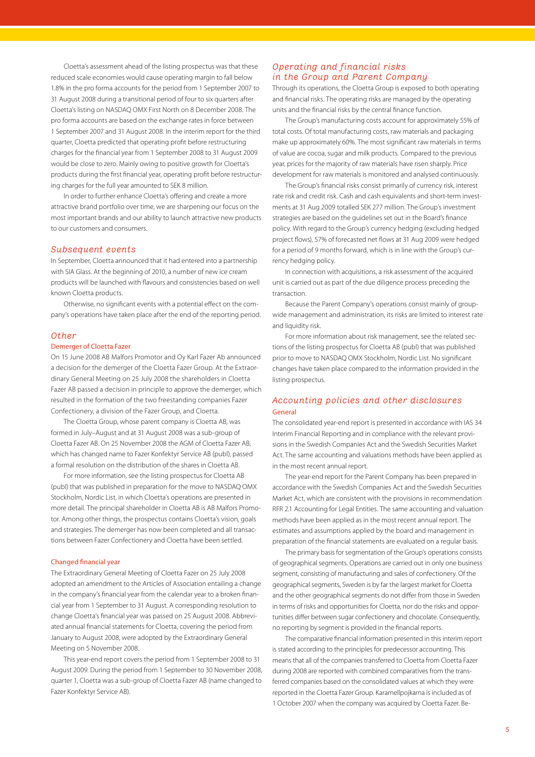Cloetta's assessment ahead of the listing prospectus was that these reduced scale economies would cause operating margin to fall below 1.8% in the pro forma accounts for the period from 1 September 2007 to 31 August 2008 during a transitional period of four to six quarters after Cloetta's listing on NASDAQ OMX First North on 8 December 2008. The pro forma accounts are based on the exchange rates in force between 1 September 2007 and 31 August 2008. In the interim report for the third quarter, Cloetta predicted that operating profit before restructuring charges for the financial year from 1 September 2008 to 31 August 2009 would be close to zero. Mainly owing to positive growth for Cloetta's products during the first financial year, operating profit before restructuring charges for the full year amounted to SEK 8 million.

In order to further enhance Cloetta's offering and create a more attractive brand portfolio over time, we are sharpening our focus on the most important brands and our ability to launch attractive new products to our customers and consumers.

## *Subsequent events*

In September, Cloetta announced that it had entered into a partnership with SIA Glass. At the beginning of 2010, a number of new ice cream products will be launched with flavours and consistencies based on well known Cloetta products.

Otherwise, no significant events with a potential effect on the company's operations have taken place after the end of the reporting period.

## *Other*

### Demerger of Cloetta Fazer

On 15 June 2008 AB Malfors Promotor and Oy Karl Fazer Ab announced a decision for the demerger of the Cloetta Fazer Group. At the Extraordinary General Meeting on 25 July 2008 the shareholders in Cloetta Fazer AB passed a decision in principle to approve the demerger, which resulted in the formation of the two freestanding companies Fazer Confectionery, a division of the Fazer Group, and Cloetta.

The Cloetta Group, whose parent company is Cloetta AB, was formed in July–August and at 31 August 2008 was a sub-group of Cloetta Fazer AB. On 25 November 2008 the AGM of Cloetta Fazer AB, which has changed name to Fazer Konfektyr Service AB (publ), passed a formal resolution on the distribution of the shares in Cloetta AB.

For more information, see the listing prospectus for Cloetta AB (publ) that was published in preparation for the move to NASDAQ OMX Stockholm, Nordic List, in which Cloetta's operations are presented in more detail. The principal shareholder in Cloetta AB is AB Malfors Promotor. Among other things, the prospectus contains Cloetta's vision, goals and strategies. The demerger has now been completed and all transactions between Fazer Confectionery and Cloetta have been settled.

### Changed financial year

The Extraordinary General Meeting of Cloetta Fazer on 25 July 2008 adopted an amendment to the Articles of Association entailing a change in the company's financial year from the calendar year to a broken financial year from 1 September to 31 August. A corresponding resolution to change Cloetta's financial year was passed on 25 August 2008. Abbreviated annual financial statements for Cloetta, covering the period from January to August 2008, were adopted by the Extraordinary General Meeting on 5 November 2008.

This year-end report covers the period from 1 September 2008 to 31 August 2009. During the period from 1 September to 30 November 2008, quarter 1, Cloetta was a sub-group of Cloetta Fazer AB (name changed to Fazer Konfektyr Service AB).

## *Operating and financial risks in the Group and Parent Company*

Through its operations, the Cloetta Group is exposed to both operating and financial risks. The operating risks are managed by the operating units and the financial risks by the central finance function.

The Group's manufacturing costs account for approximately 55% of total costs. Of total manufacturing costs, raw materials and packaging make up approximately 60%. The most significant raw materials in terms of value are cocoa, sugar and milk products. Compared to the previous year, prices for the majority of raw materials have risen sharply. Price development for raw materials is monitored and analysed continuously.

The Group's financial risks consist primarily of currency risk, interest rate risk and credit risk. Cash and cash equivalents and short-term investments at 31 Aug 2009 totalled SEK 277 million. The Group's investment strategies are based on the guidelines set out in the Board's finance policy. With regard to the Group's currency hedging (excluding hedged project flows), 57% of forecasted net flows at 31 Aug 2009 were hedged for a period of 9 months forward, which is in line with the Group's currency hedging policy.

In connection with acquisitions, a risk assessment of the acquired unit is carried out as part of the due diligence process preceding the transaction.

Because the Parent Company's operations consist mainly of group-wide management and administration, its risks are limited to interest rate and liquidity risk.

For more information about risk management, see the related sections of the listing prospectus for Cloetta AB (publ) that was published prior to move to NASDAQ OMX Stockholm, Nordic List. No significant changes have taken place compared to the information provided in the listing prospectus.

## *Accounting policies and other disclosures*

### General

The consolidated year-end report is presented in accordance with IAS 34 Interim Financial Reporting and in compliance with the relevant provisions in the Swedish Companies Act and the Swedish Securities Market Act. The same accounting and valuations methods have been applied as in the most recent annual report.

The year-end report for the Parent Company has been prepared in accordance with the Swedish Companies Act and the Swedish Securities Market Act, which are consistent with the provisions in recommendation RFR 2.1 Accounting for Legal Entities. The same accounting and valuation methods have been applied as in the most recent annual report. The estimates and assumptions applied by the board and management in preparation of the financial statements are evaluated on a regular basis.

The primary basis for segmentation of the Group's operations consists of geographical segments. Operations are carried out in only one business segment, consisting of manufacturing and sales of confectionery. Of the geographical segments, Sweden is by far the largest market for Cloetta and the other geographical segments do not differ from those in Sweden in terms of risks and opportunities for Cloetta, nor do the risks and opportunities differ between sugar confectionery and chocolate. Consequently, no reporting by segment is provided in the financial reports.

The comparative financial information presented in this interim report is stated according to the principles for predecessor accounting. This means that all of the companies transferred to Cloetta from Cloetta Fazer during 2008 are reported with combined comparatives from the transferred companies based on the consolidated values at which they were reported in the Cloetta Fazer Group. Karamellpojkarna is included as of 1 October 2007 when the company was acquired by Cloetta Fazer. Be-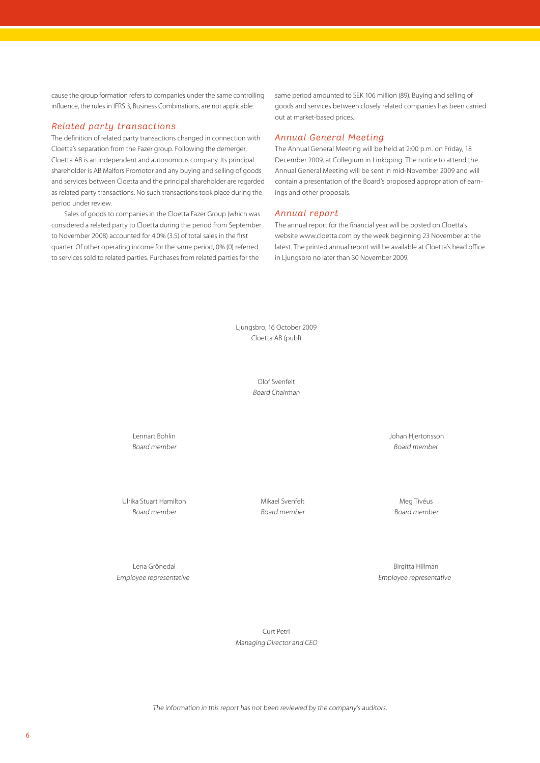cause the group formation refers to companies under the same controlling influence, the rules in IFRS 3, Business Combinations, are not applicable.

## *Related party transactions*

The definition of related party transactions changed in connection with Cloetta's separation from the Fazer group. Following the demerger, Cloetta AB is an independent and autonomous company. Its principal shareholder is AB Malfors Promotor and any buying and selling of goods and services between Cloetta and the principal shareholder are regarded as related party transactions. No such transactions took place during the period under review.

Sales of goods to companies in the Cloetta Fazer Group (which was considered a related party to Cloetta during the period from September to November 2008) accounted for 4.0% (3.5) of total sales in the first quarter. Of other operating income for the same period, 0% (0) referred to services sold to related parties. Purchases from related parties for the same period amounted to SEK 106 million (89). Buying and selling of goods and services between closely related companies has been carried out at market-based prices.

## *Annual General Meeting*

The Annual General Meeting will be held at 2:00 p.m. on Friday, 18 December 2009, at Collegium in Linköping. The notice to attend the Annual General Meeting will be sent in mid-November 2009 and will contain a presentation of the Board's proposed appropriation of earnings and other proposals.

## *Annual report*

The annual report for the financial year will be posted on Cloetta's website www.cloetta.com by the week beginning 23 November at the latest. The printed annual report will be available at Cloetta's head office in Ljungsbro no later than 30 November 2009.

Ljungsbro, 16 October 2009
Cloetta AB (publ)

Olof Svenfelt
*Board Chairman*

Lennart Bohlin
*Board member*

Johan Hjertonsson
*Board member*

Ulrika Stuart Hamilton
*Board member*

Mikael Svenfelt
*Board member*

Meg Tivéus
*Board member*

Lena Grönedal
*Employee representative*

Birgitta Hillman
*Employee representative*

Curt Petri
*Managing Director and CEO*

*The information in this report has not been reviewed by the company's auditors.*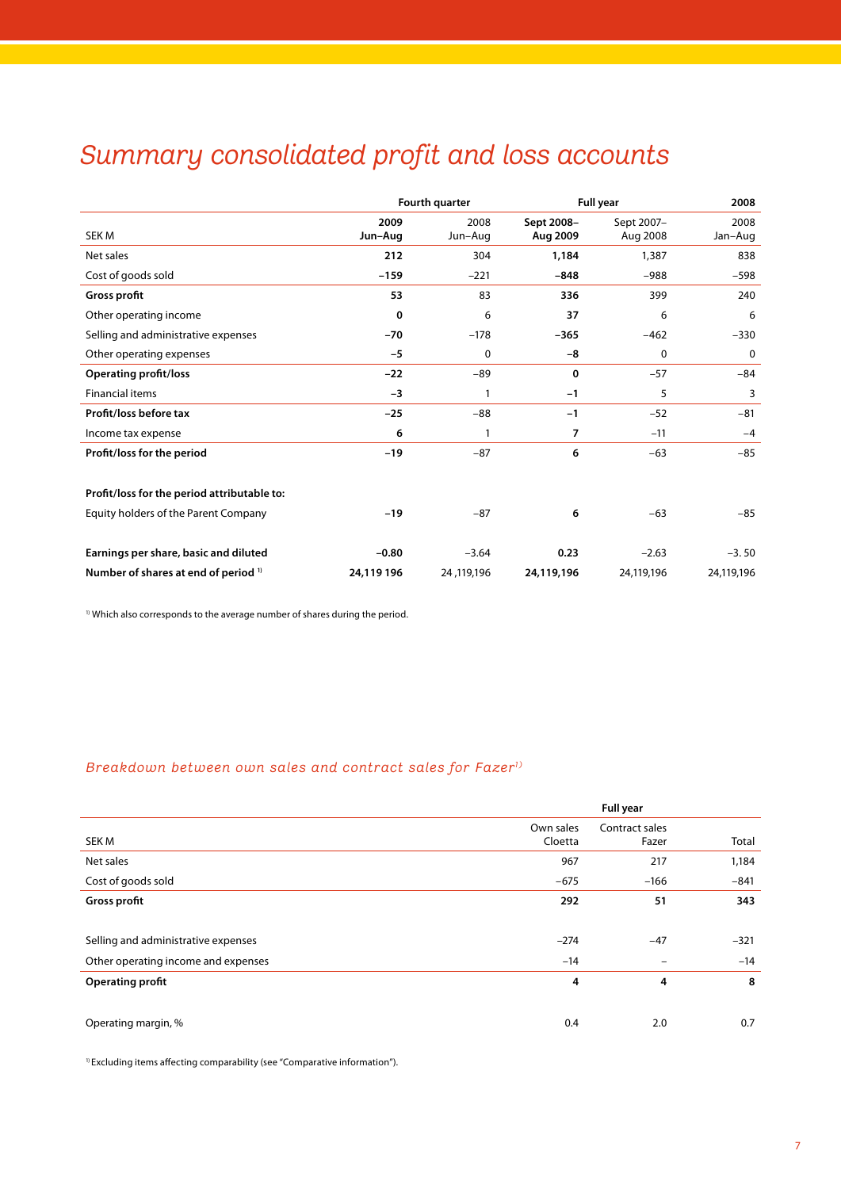# Summary consolidated profit and loss accounts

| SEK M | Fourth quarter 2009 Jun–Aug | Fourth quarter 2008 Jun–Aug | Full year Sept 2008–Aug 2009 | Full year Sept 2007–Aug 2008 | 2008 Jan–Aug |
|---|---|---|---|---|---|
| Net sales | **212** | 304 | **1,184** | 1,387 | 838 |
| Cost of goods sold | **–159** | –221 | **–848** | –988 | –598 |
| **Gross profit** | **53** | 83 | **336** | 399 | 240 |
| Other operating income | **0** | 6 | **37** | 6 | 6 |
| Selling and administrative expenses | **–70** | –178 | **–365** | –462 | –330 |
| Other operating expenses | **–5** | 0 | **–8** | 0 | 0 |
| **Operating profit/loss** | **–22** | –89 | **0** | –57 | –84 |
| Financial items | **–3** | 1 | **–1** | 5 | 3 |
| **Profit/loss before tax** | **–25** | –88 | **–1** | –52 | –81 |
| Income tax expense | **6** | 1 | **7** | –11 | –4 |
| **Profit/loss for the period** | **–19** | –87 | **6** | –63 | –85 |
| | | | | | |
| **Profit/loss for the period attributable to:** | | | | | |
| Equity holders of the Parent Company | **–19** | –87 | **6** | –63 | –85 |
| | | | | | |
| **Earnings per share, basic and diluted** | **–0.80** | –3.64 | **0.23** | –2.63 | –3. 50 |
| **Number of shares at end of period** [1] | **24,119 196** | 24 ,119,196 | **24,119,196** | 24,119,196 | 24,119,196 |

[1] Which also corresponds to the average number of shares during the period.

## *Breakdown between own sales and contract sales for Fazer*[1]

| SEK M | Full year Own sales Cloetta | Contract sales Fazer | Total |
|---|---|---|---|
| Net sales | 967 | 217 | 1,184 |
| Cost of goods sold | –675 | –166 | –841 |
| **Gross profit** | **292** | **51** | **343** |
| | | | |
| Selling and administrative expenses | –274 | –47 | –321 |
| Other operating income and expenses | –14 | – | –14 |
| **Operating profit** | **4** | **4** | **8** |
| | | | |
| Operating margin, % | 0.4 | 2.0 | 0.7 |

[1] Excluding items affecting comparability (see "Comparative information").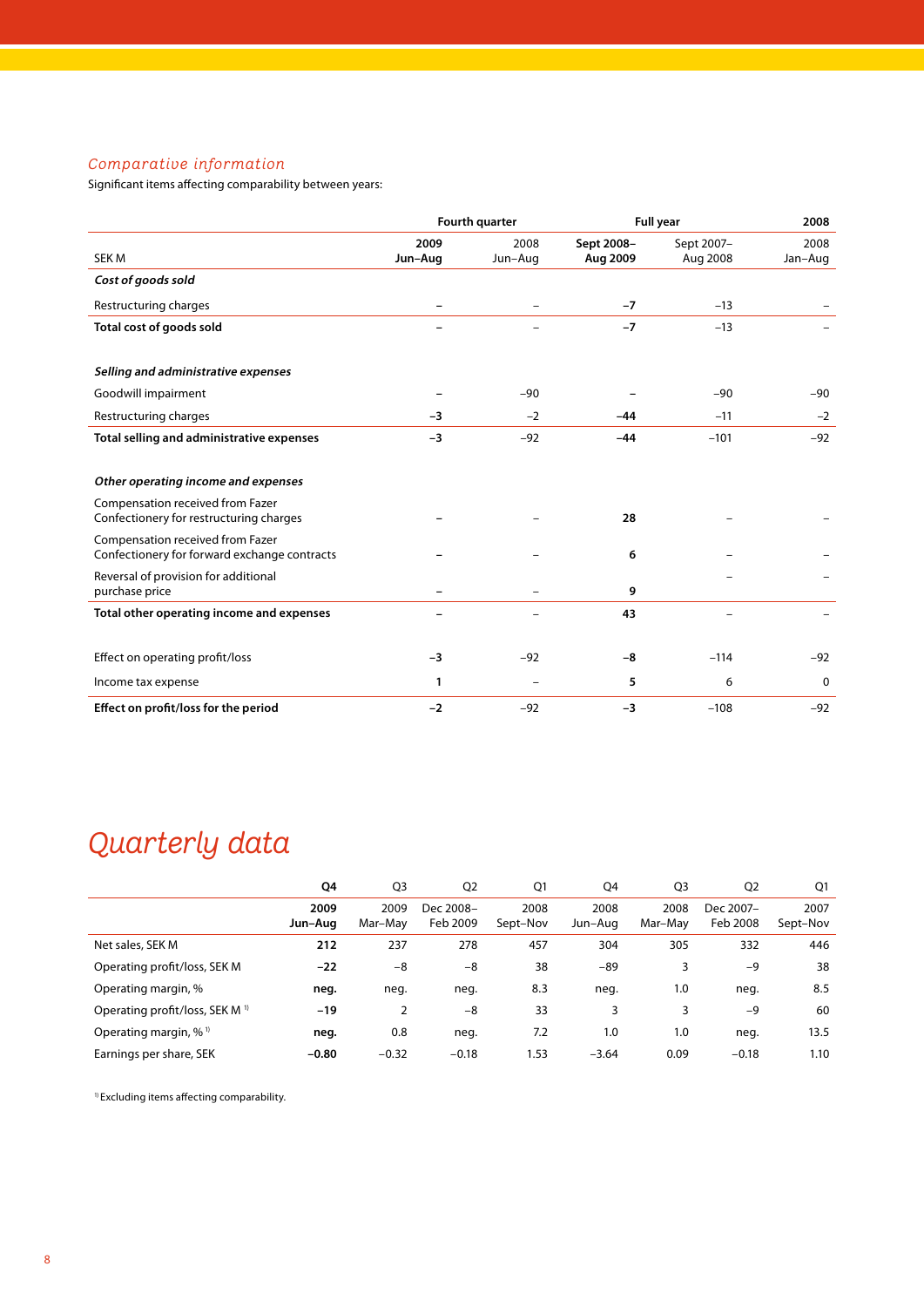## *Comparative information*

Significant items affecting comparability between years:

| | Fourth quarter | | Full year | | 2008 |
|---|---|---|---|---|---|
| SEK M | **2009 Jun–Aug** | 2008 Jun–Aug | **Sept 2008–Aug 2009** | Sept 2007–Aug 2008 | 2008 Jan–Aug |
| ***Cost of goods sold*** | | | | | |
| Restructuring charges | **–** | – | **–7** | –13 | – |
| **Total cost of goods sold** | **–** | – | **–7** | –13 | – |
| ***Selling and administrative expenses*** | | | | | |
| Goodwill impairment | **–** | –90 | **–** | –90 | –90 |
| Restructuring charges | **–3** | –2 | **–44** | –11 | –2 |
| **Total selling and administrative expenses** | **–3** | –92 | **–44** | –101 | –92 |
| ***Other operating income and expenses*** | | | | | |
| Compensation received from Fazer Confectionery for restructuring charges | **–** | – | **28** | – | – |
| Compensation received from Fazer Confectionery for forward exchange contracts | **–** | – | **6** | – | – |
| Reversal of provision for additional purchase price | **–** | – | **9** | – | – |
| **Total other operating income and expenses** | **–** | – | **43** | – | – |
| Effect on operating profit/loss | **–3** | –92 | **–8** | –114 | –92 |
| Income tax expense | **1** | – | **5** | 6 | 0 |
| **Effect on profit/loss for the period** | **–2** | –92 | **–3** | –108 | –92 |

# *Quarterly data*

| | Q4 | Q3 | Q2 | Q1 | Q4 | Q3 | Q2 | Q1 |
|---|---|---|---|---|---|---|---|---|
| | **2009 Jun–Aug** | 2009 Mar–May | Dec 2008–Feb 2009 | 2008 Sept–Nov | 2008 Jun–Aug | 2008 Mar–May | Dec 2007–Feb 2008 | 2007 Sept–Nov |
| Net sales, SEK M | **212** | 237 | 278 | 457 | 304 | 305 | 332 | 446 |
| Operating profit/loss, SEK M | **–22** | –8 | –8 | 38 | –89 | 3 | –9 | 38 |
| Operating margin, % | **neg.** | neg. | neg. | 8.3 | neg. | 1.0 | neg. | 8.5 |
| Operating profit/loss, SEK M [1] | **–19** | 2 | –8 | 33 | 3 | 3 | –9 | 60 |
| Operating margin, % [1] | **neg.** | 0.8 | neg. | 7.2 | 1.0 | 1.0 | neg. | 13.5 |
| Earnings per share, SEK | **–0.80** | –0.32 | –0.18 | 1.53 | –3.64 | 0.09 | –0.18 | 1.10 |

[1] Excluding items affecting comparability.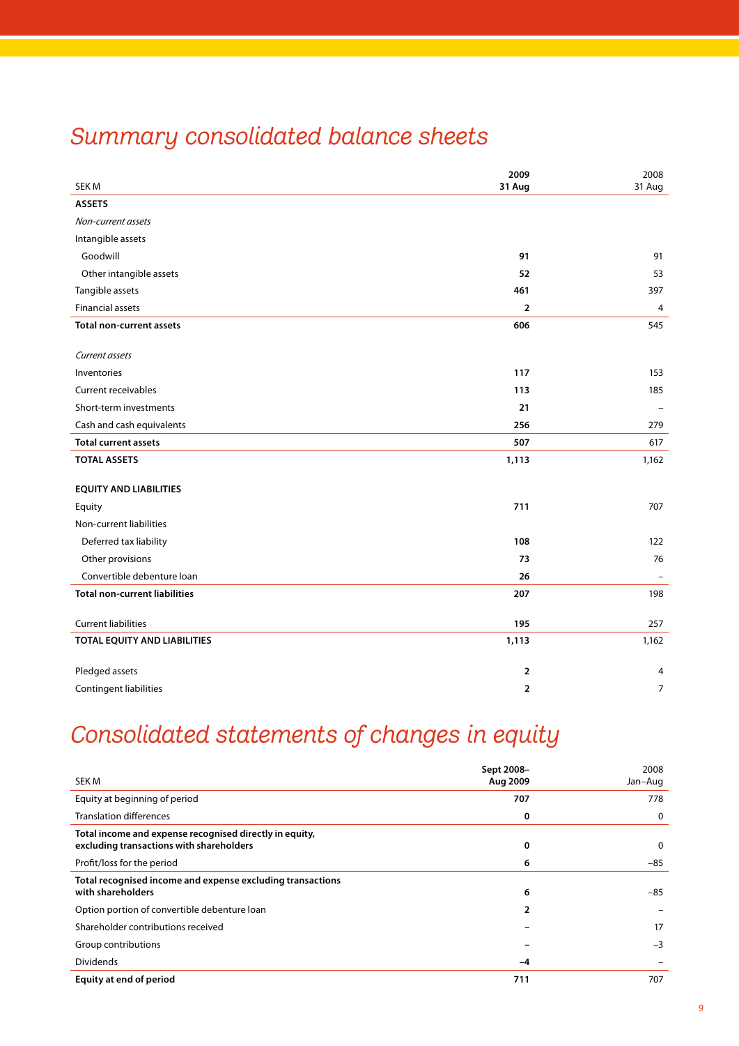# Summary consolidated balance sheets

| SEK M | 2009 31 Aug | 2008 31 Aug |
|---|---|---|
| **ASSETS** | | |
| *Non-current assets* | | |
| Intangible assets | | |
| Goodwill | **91** | 91 |
| Other intangible assets | **52** | 53 |
| Tangible assets | **461** | 397 |
| Financial assets | **2** | 4 |
| **Total non-current assets** | **606** | 545 |
| *Current assets* | | |
| Inventories | **117** | 153 |
| Current receivables | **113** | 185 |
| Short-term investments | **21** | – |
| Cash and cash equivalents | **256** | 279 |
| **Total current assets** | **507** | 617 |
| **TOTAL ASSETS** | **1,113** | 1,162 |
| **EQUITY AND LIABILITIES** | | |
| Equity | **711** | 707 |
| Non-current liabilities | | |
| Deferred tax liability | **108** | 122 |
| Other provisions | **73** | 76 |
| Convertible debenture loan | **26** | – |
| **Total non-current liabilities** | **207** | 198 |
| Current liabilities | **195** | 257 |
| **TOTAL EQUITY AND LIABILITIES** | **1,113** | 1,162 |
| Pledged assets | **2** | 4 |
| Contingent liabilities | **2** | 7 |

# Consolidated statements of changes in equity

| SEK M | Sept 2008– Aug 2009 | 2008 Jan–Aug |
|---|---|---|
| Equity at beginning of period | **707** | 778 |
| Translation differences | **0** | 0 |
| **Total income and expense recognised directly in equity, excluding transactions with shareholders** | **0** | 0 |
| Profit/loss for the period | **6** | –85 |
| **Total recognised income and expense excluding transactions with shareholders** | **6** | –85 |
| Option portion of convertible debenture loan | **2** | – |
| Shareholder contributions received | **–** | 17 |
| Group contributions | **–** | –3 |
| Dividends | **–4** | – |
| **Equity at end of period** | **711** | 707 |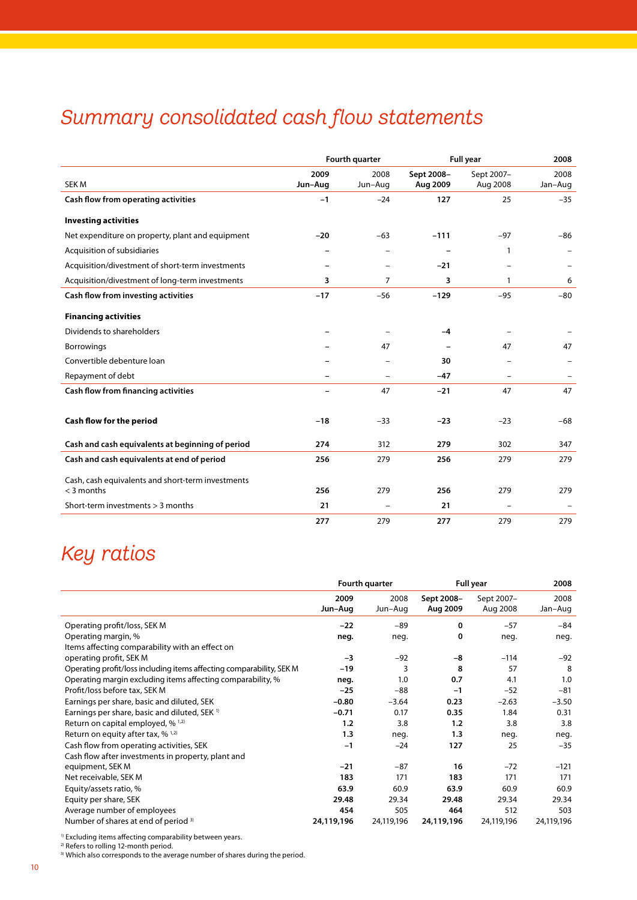## Summary consolidated cash flow statements

| SEK M | Fourth quarter 2009 Jun–Aug | Fourth quarter 2008 Jun–Aug | Full year Sept 2008–Aug 2009 | Full year Sept 2007–Aug 2008 | 2008 Jan–Aug |
|---|---|---|---|---|---|
| **Cash flow from operating activities** | **–1** | –24 | **127** | 25 | –35 |
| **Investing activities** | | | | | |
| Net expenditure on property, plant and equipment | **–20** | –63 | **–111** | –97 | –86 |
| Acquisition of subsidiaries | **–** | – | **–** | 1 | – |
| Acquisition/divestment of short-term investments | **–** | – | **–21** | – | – |
| Acquisition/divestment of long-term investments | **3** | 7 | **3** | 1 | 6 |
| **Cash flow from investing activities** | **–17** | –56 | **–129** | –95 | –80 |
| **Financing activities** | | | | | |
| Dividends to shareholders | **–** | – | **–4** | – | – |
| Borrowings | **–** | 47 | **–** | 47 | 47 |
| Convertible debenture loan | **–** | – | **30** | – | – |
| Repayment of debt | **–** | – | **–47** | – | – |
| **Cash flow from financing activities** | **–** | 47 | **–21** | 47 | 47 |
| **Cash flow for the period** | **–18** | –33 | **–23** | –23 | –68 |
| **Cash and cash equivalents at beginning of period** | **274** | 312 | **279** | 302 | 347 |
| **Cash and cash equivalents at end of period** | **256** | 279 | **256** | 279 | 279 |
| Cash, cash equivalents and short-term investments < 3 months | **256** | 279 | **256** | 279 | 279 |
| Short-term investments > 3 months | **21** | – | **21** | – | – |
| | **277** | 279 | **277** | 279 | 279 |

## Key ratios

| | Fourth quarter 2009 Jun–Aug | Fourth quarter 2008 Jun–Aug | Full year Sept 2008–Aug 2009 | Full year Sept 2007–Aug 2008 | 2008 Jan–Aug |
|---|---|---|---|---|---|
| Operating profit/loss, SEK M | **–22** | –89 | **0** | –57 | –84 |
| Operating margin, % | **neg.** | neg. | **0** | neg. | neg. |
| Items affecting comparability with an effect on operating profit, SEK M | **–3** | –92 | **–8** | –114 | –92 |
| Operating profit/loss including items affecting comparability, SEK M | **–19** | 3 | **8** | 57 | 8 |
| Operating margin excluding items affecting comparability, % | **neg.** | 1.0 | **0.7** | 4.1 | 1.0 |
| Profit/loss before tax, SEK M | **–25** | –88 | **–1** | –52 | –81 |
| Earnings per share, basic and diluted, SEK | **–0.80** | –3.64 | **0.23** | –2.63 | –3.50 |
| Earnings per share, basic and diluted, SEK [1] | **–0.71** | 0.17 | **0.35** | 1.84 | 0.31 |
| Return on capital employed, % [1,2] | **1.2** | 3.8 | **1.2** | 3.8 | 3.8 |
| Return on equity after tax, % [1,2] | **1.3** | neg. | **1.3** | neg. | neg. |
| Cash flow from operating activities, SEK | **–1** | –24 | **127** | 25 | –35 |
| Cash flow after investments in property, plant and equipment, SEK M | **–21** | –87 | **16** | –72 | –121 |
| Net receivable, SEK M | **183** | 171 | **183** | 171 | 171 |
| Equity/assets ratio, % | **63.9** | 60.9 | **63.9** | 60.9 | 60.9 |
| Equity per share, SEK | **29.48** | 29.34 | **29.48** | 29.34 | 29.34 |
| Average number of employees | **454** | 505 | **464** | 512 | 503 |
| Number of shares at end of period [3] | **24,119,196** | 24,119,196 | **24,119,196** | 24,119,196 | 24,119,196 |

[1] Excluding items affecting comparability between years.
[2] Refers to rolling 12-month period.
[3] Which also corresponds to the average number of shares during the period.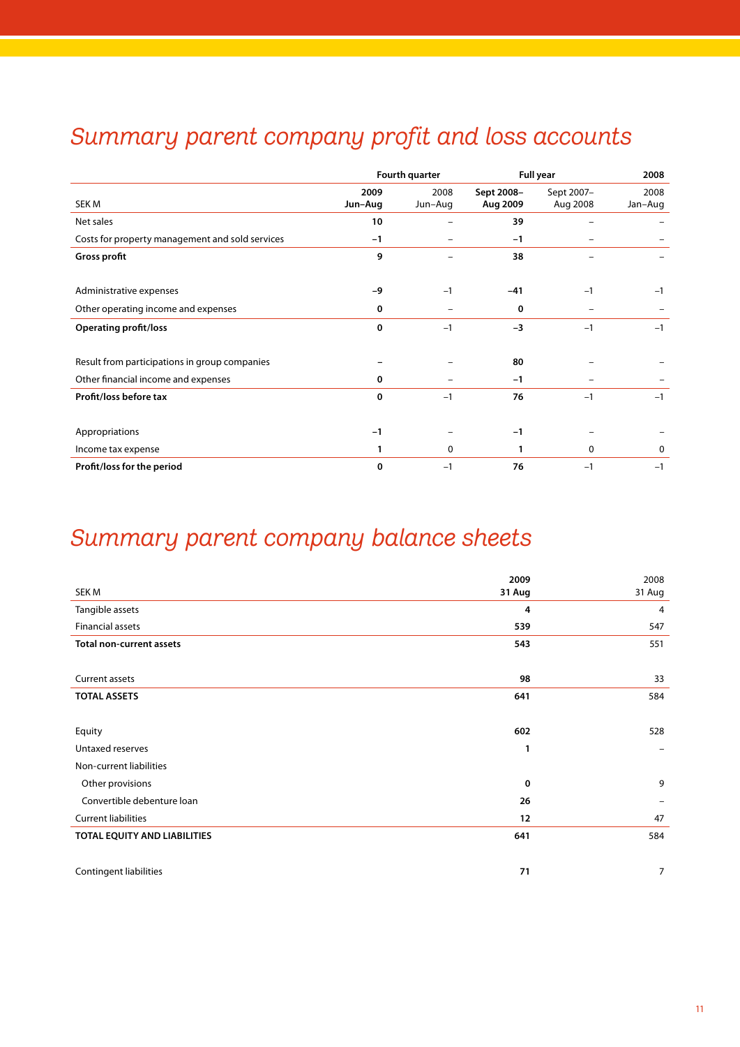# Summary parent company profit and loss accounts

| | Fourth quarter | | Full year | | 2008 |
|---|---|---|---|---|---|
| SEK M | **2009 Jun–Aug** | 2008 Jun–Aug | **Sept 2008– Aug 2009** | Sept 2007– Aug 2008 | 2008 Jan–Aug |
| Net sales | **10** | – | **39** | – | – |
| Costs for property management and sold services | **–1** | – | **–1** | – | – |
| **Gross profit** | **9** | – | **38** | – | – |
| | | | | | |
| Administrative expenses | **–9** | –1 | **–41** | –1 | –1 |
| Other operating income and expenses | **0** | – | **0** | – | – |
| **Operating profit/loss** | **0** | –1 | **–3** | –1 | –1 |
| | | | | | |
| Result from participations in group companies | **–** | – | **80** | – | – |
| Other financial income and expenses | **0** | – | **–1** | – | – |
| **Profit/loss before tax** | **0** | –1 | **76** | –1 | –1 |
| | | | | | |
| Appropriations | **–1** | – | **–1** | – | – |
| Income tax expense | **1** | 0 | **1** | 0 | 0 |
| **Profit/loss for the period** | **0** | –1 | **76** | –1 | –1 |

# Summary parent company balance sheets

| SEK M | **2009 31 Aug** | 2008 31 Aug |
|---|---|---|
| Tangible assets | **4** | 4 |
| Financial assets | **539** | 547 |
| **Total non-current assets** | **543** | 551 |
| | | |
| Current assets | **98** | 33 |
| **TOTAL ASSETS** | **641** | 584 |
| | | |
| Equity | **602** | 528 |
| Untaxed reserves | **1** | – |
| Non-current liabilities | | |
| Other provisions | **0** | 9 |
| Convertible debenture loan | **26** | – |
| Current liabilities | **12** | 47 |
| **TOTAL EQUITY AND LIABILITIES** | **641** | 584 |
| | | |
| Contingent liabilities | **71** | 7 |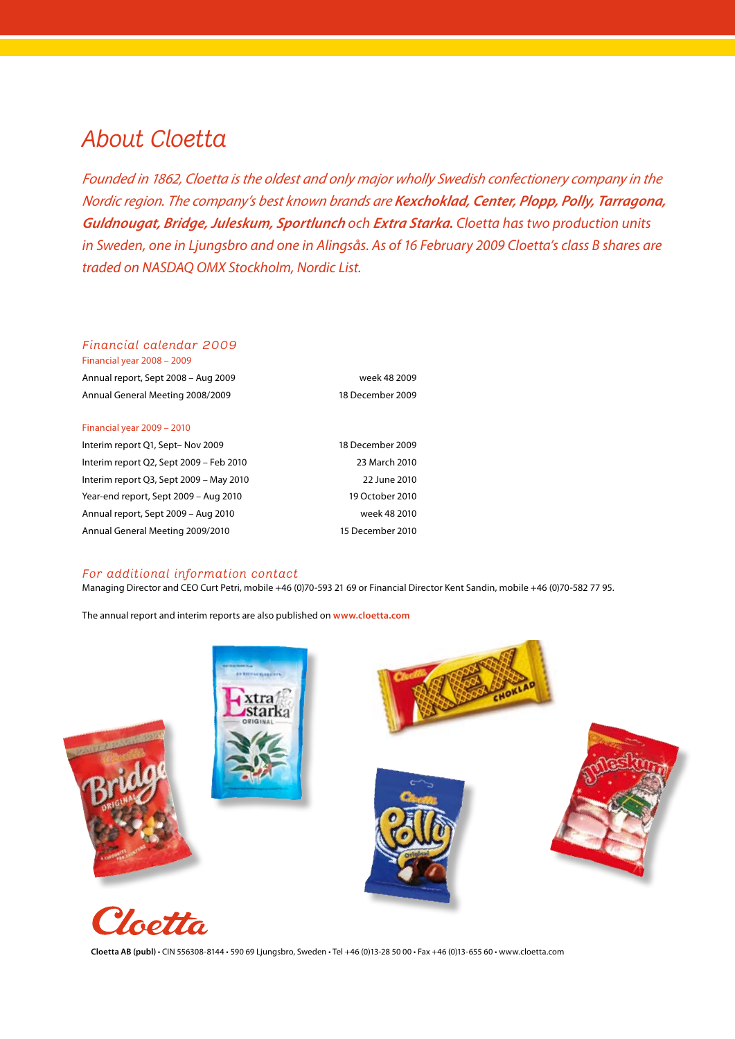# About Cloetta

*Founded in 1862, Cloetta is the oldest and only major wholly Swedish confectionery company in the Nordic region. The company's best known brands are **Kexchoklad, Center, Plopp, Polly, Tarragona, Guldnougat, Bridge, Juleskum, Sportlunch** och **Extra Starka.** Cloetta has two production units in Sweden, one in Ljungsbro and one in Alingsås. As of 16 February 2009 Cloetta's class B shares are traded on NASDAQ OMX Stockholm, Nordic List.*

## Financial calendar 2009

| | |
|---|---|
| **Financial year 2008 – 2009** | |
| Annual report, Sept 2008 – Aug 2009 | week 48 2009 |
| Annual General Meeting 2008/2009 | 18 December 2009 |
| **Financial year 2009 – 2010** | |
| Interim report Q1, Sept– Nov 2009 | 18 December 2009 |
| Interim report Q2, Sept 2009 – Feb 2010 | 23 March 2010 |
| Interim report Q3, Sept 2009 – May 2010 | 22 June 2010 |
| Year-end report, Sept 2009 – Aug 2010 | 19 October 2010 |
| Annual report, Sept 2009 – Aug 2010 | week 48 2010 |
| Annual General Meeting 2009/2010 | 15 December 2010 |

## For additional information contact

Managing Director and CEO Curt Petri, mobile +46 (0)70-593 21 69 or Financial Director Kent Sandin, mobile +46 (0)70-582 77 95.

The annual report and interim reports are also published on **www.cloetta.com**

**Cloetta AB (publ)** • CIN 556308-8144 • 590 69 Ljungsbro, Sweden • Tel +46 (0)13-28 50 00 • Fax +46 (0)13-655 60 • www.cloetta.com